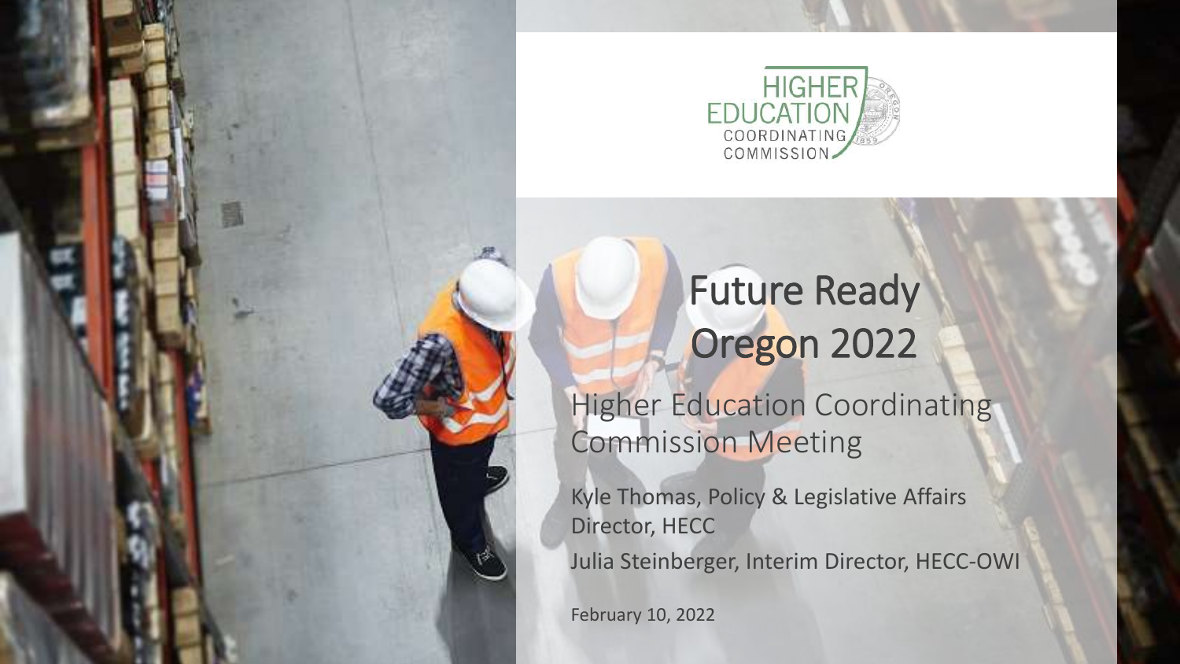HIGHER EDUCATION COORDINATING COMMISSION

# Future Ready Oregon 2022

## Higher Education Coordinating Commission Meeting

Kyle Thomas, Policy & Legislative Affairs Director, HECC

Julia Steinberger, Interim Director, HECC-OWI

February 10, 2022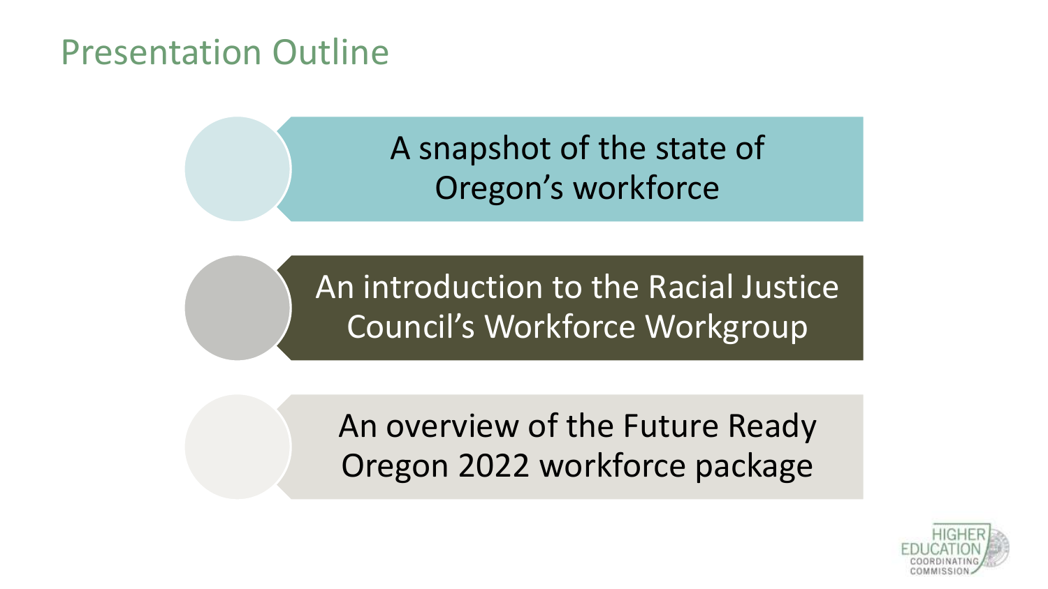# Presentation Outline

- A snapshot of the state of Oregon's workforce
- An introduction to the Racial Justice Council's Workforce Workgroup
- An overview of the Future Ready Oregon 2022 workforce package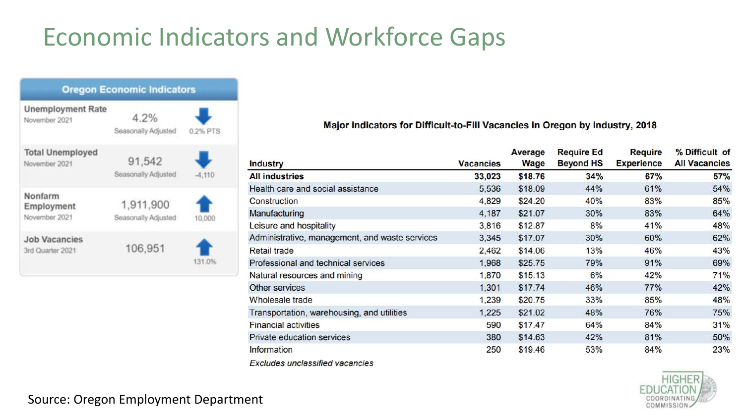# Economic Indicators and Workforce Gaps

**Oregon Economic Indicators**

| Indicator | Value | Change |
|---|---|---|
| **Unemployment Rate** November 2021 | 4.2% Seasonally Adjusted | ↓ 0.2% PTS |
| **Total Unemployed** November 2021 | 91,542 Seasonally Adjusted | ↓ -4,110 |
| **Nonfarm Employment** November 2021 | 1,911,900 Seasonally Adjusted | ↑ 10,000 |
| **Job Vacancies** 3rd Quarter 2021 | 106,951 | ↑ 131.0% |

**Major Indicators for Difficult-to-Fill Vacancies in Oregon by Industry, 2018**

| Industry | Vacancies | Average Wage | Require Ed Beyond HS | Require Experience | % Difficult of All Vacancies |
|---|---|---|---|---|---|
| **All industries** | **33,023** | **$18.76** | **34%** | **67%** | **57%** |
| Health care and social assistance | 5,536 | $18.09 | 44% | 61% | 54% |
| Construction | 4,829 | $24.20 | 40% | 83% | 85% |
| Manufacturing | 4,187 | $21.07 | 30% | 83% | 64% |
| Leisure and hospitality | 3,816 | $12.87 | 8% | 41% | 48% |
| Administrative, management, and waste services | 3,345 | $17.07 | 30% | 60% | 62% |
| Retail trade | 2,462 | $14.06 | 13% | 46% | 43% |
| Professional and technical services | 1,968 | $25.75 | 79% | 91% | 69% |
| Natural resources and mining | 1,870 | $15.13 | 6% | 42% | 71% |
| Other services | 1,301 | $17.74 | 46% | 77% | 42% |
| Wholesale trade | 1,239 | $20.75 | 33% | 85% | 48% |
| Transportation, warehousing, and utilities | 1,225 | $21.02 | 48% | 76% | 75% |
| Financial activities | 590 | $17.47 | 64% | 84% | 31% |
| Private education services | 380 | $14.63 | 42% | 81% | 50% |
| Information | 250 | $19.46 | 53% | 84% | 23% |

*Excludes unclassified vacancies*

Source: Oregon Employment Department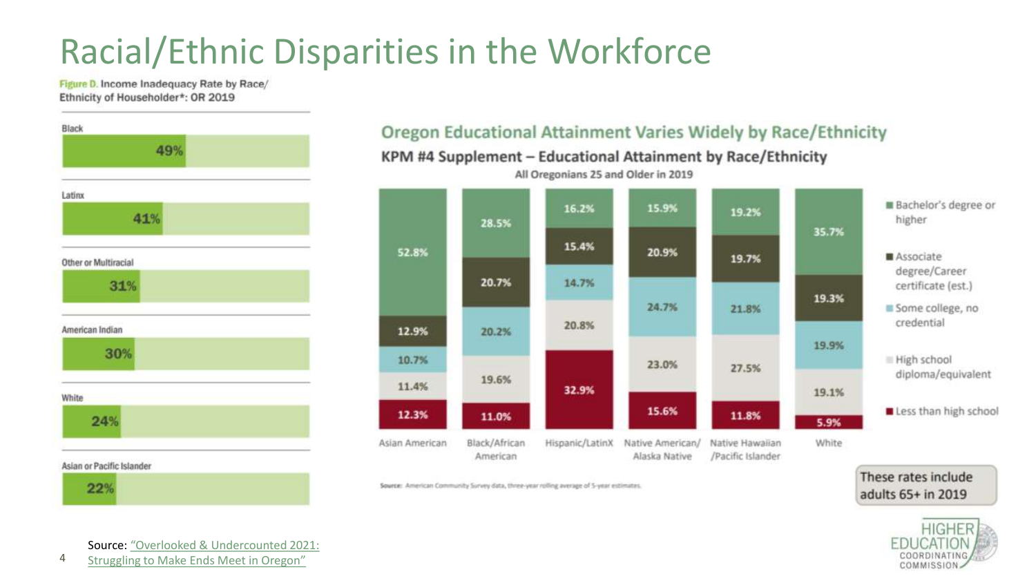# Racial/Ethnic Disparities in the Workforce

**Figure D.** Income Inadequacy Rate by Race/Ethnicity of Householder*: OR 2019

| Race/Ethnicity | Income Inadequacy Rate |
|---|---|
| Black | 49% |
| Latinx | 41% |
| Other or Multiracial | 31% |
| American Indian | 30% |
| White | 24% |
| Asian or Pacific Islander | 22% |

## Oregon Educational Attainment Varies Widely by Race/Ethnicity

### KPM #4 Supplement – Educational Attainment by Race/Ethnicity

All Oregonians 25 and Older in 2019

| | Asian American | Black/African American | Hispanic/LatinX | Native American/Alaska Native | Native Hawaiian/Pacific Islander | White |
|---|---|---|---|---|---|---|
| Bachelor's degree or higher | 52.8% | 28.5% | 16.2% | 15.9% | 19.2% | 35.7% |
| Associate degree/Career certificate (est.) | 12.9% | 20.7% | 15.4% | 20.9% | 19.7% | 19.3% |
| Some college, no credential | 10.7% | 20.2% | 14.7% | 24.7% | 21.8% | 19.9% |
| High school diploma/equivalent | 11.4% | 19.6% | 20.8% | 23.0% | 27.5% | 19.1% |
| Less than high school | 12.3% | 11.0% | 32.9% | 15.6% | 11.8% | 5.9% |

Source: American Community Survey data, three-year rolling average of 5-year estimates.

These rates include adults 65+ in 2019

Source: "Overlooked & Undercounted 2021: Struggling to Make Ends Meet in Oregon"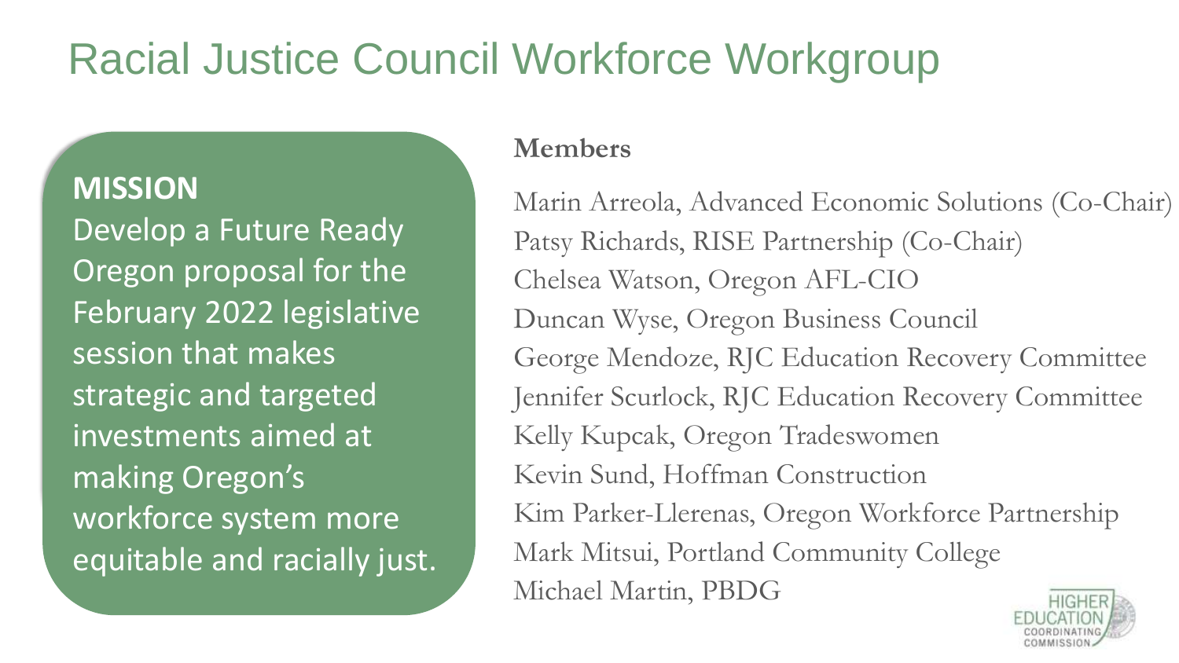# Racial Justice Council Workforce Workgroup

**MISSION**

Develop a Future Ready Oregon proposal for the February 2022 legislative session that makes strategic and targeted investments aimed at making Oregon's workforce system more equitable and racially just.

**Members**

Marin Arreola, Advanced Economic Solutions (Co-Chair)
Patsy Richards, RISE Partnership (Co-Chair)
Chelsea Watson, Oregon AFL-CIO
Duncan Wyse, Oregon Business Council
George Mendoze, RJC Education Recovery Committee
Jennifer Scurlock, RJC Education Recovery Committee
Kelly Kupcak, Oregon Tradeswomen
Kevin Sund, Hoffman Construction
Kim Parker-Llerenas, Oregon Workforce Partnership
Mark Mitsui, Portland Community College
Michael Martin, PBDG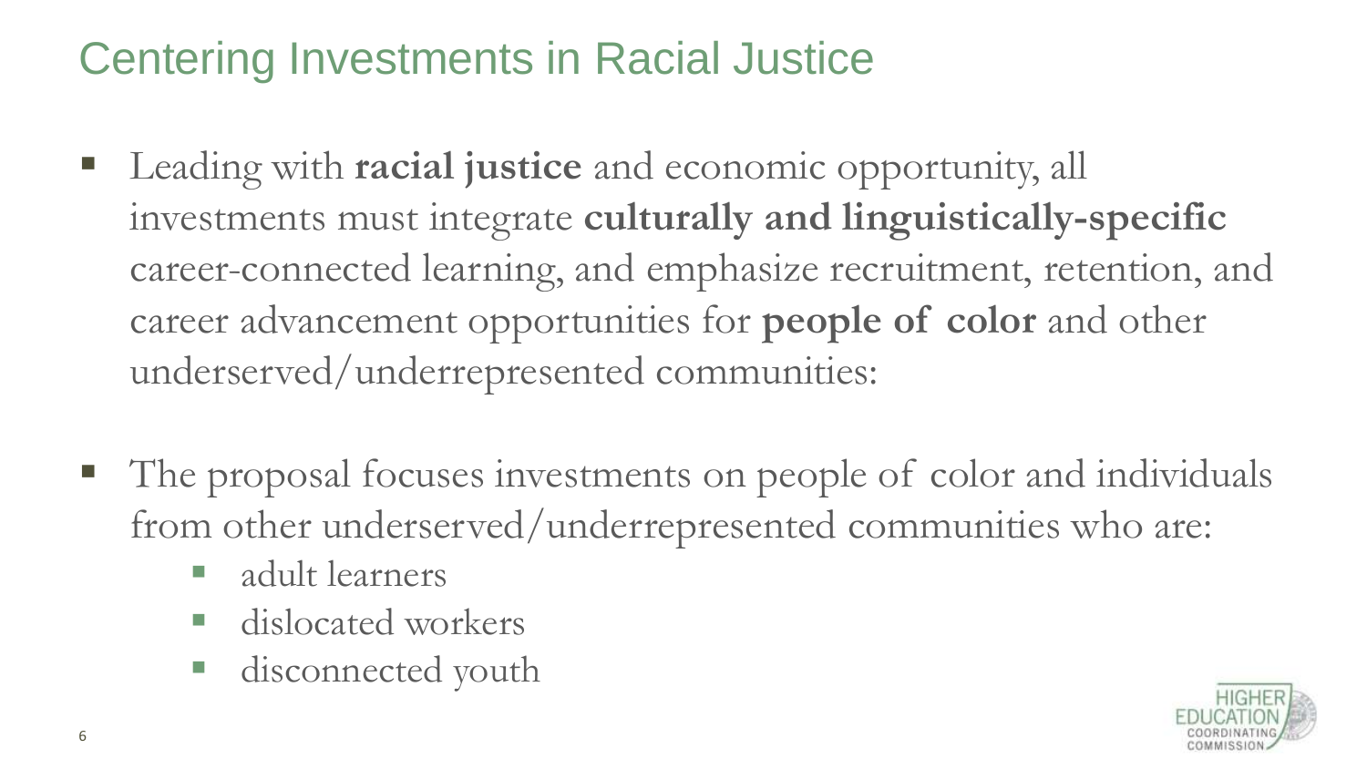# Centering Investments in Racial Justice

- Leading with **racial justice** and economic opportunity, all investments must integrate **culturally and linguistically-specific** career-connected learning, and emphasize recruitment, retention, and career advancement opportunities for **people of color** and other underserved/underrepresented communities:

- The proposal focuses investments on people of color and individuals from other underserved/underrepresented communities who are:
  - adult learners
  - dislocated workers
  - disconnected youth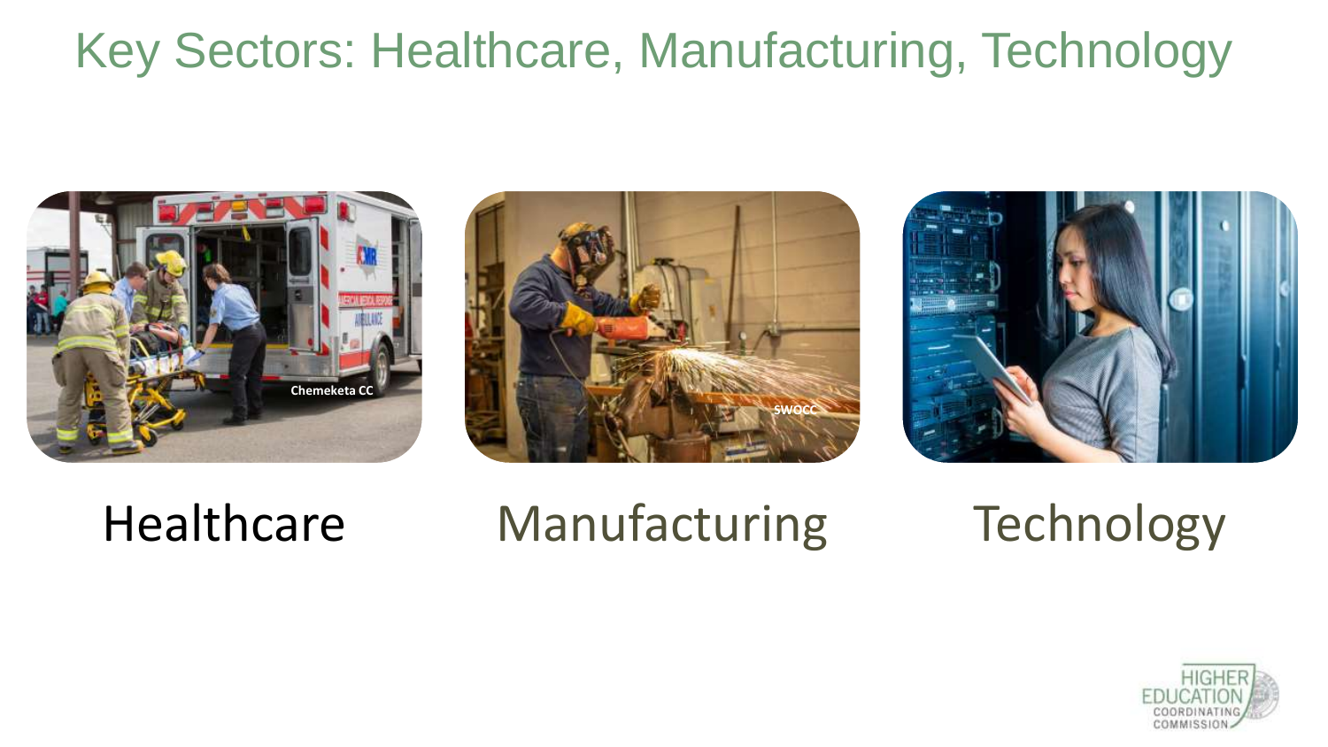# Key Sectors: Healthcare, Manufacturing, Technology

Chemeketa CC

SWOCC

Healthcare

Manufacturing

Technology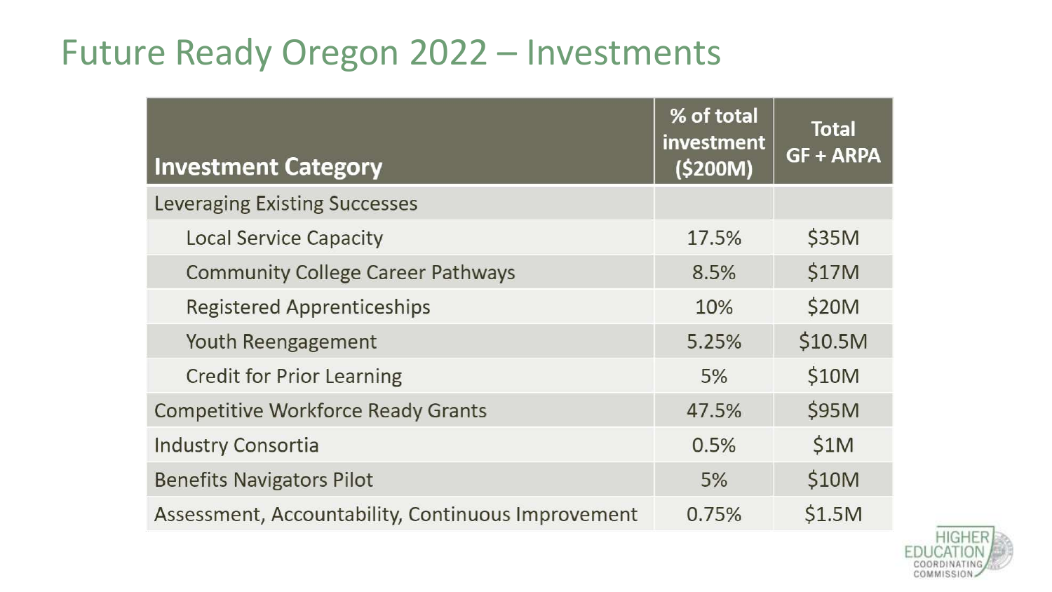# Future Ready Oregon 2022 – Investments

| Investment Category | % of total investment ($200M) | Total GF + ARPA |
|---|---|---|
| Leveraging Existing Successes | | |
| Local Service Capacity | 17.5% | $35M |
| Community College Career Pathways | 8.5% | $17M |
| Registered Apprenticeships | 10% | $20M |
| Youth Reengagement | 5.25% | $10.5M |
| Credit for Prior Learning | 5% | $10M |
| Competitive Workforce Ready Grants | 47.5% | $95M |
| Industry Consortia | 0.5% | $1M |
| Benefits Navigators Pilot | 5% | $10M |
| Assessment, Accountability, Continuous Improvement | 0.75% | $1.5M |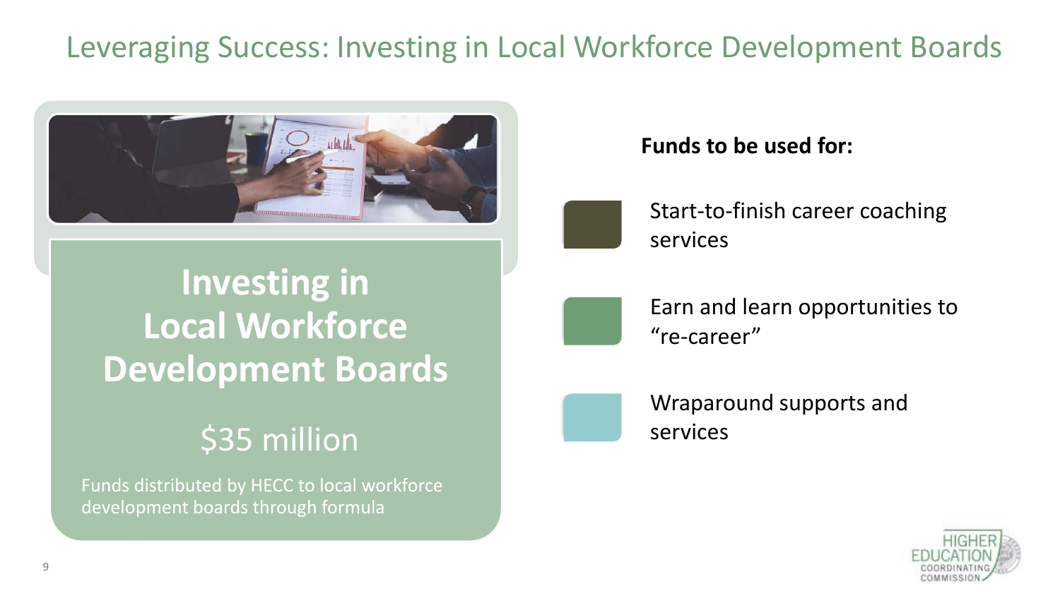# Leveraging Success: Investing in Local Workforce Development Boards

## Investing in Local Workforce Development Boards

$35 million

Funds distributed by HECC to local workforce development boards through formula

**Funds to be used for:**

- Start-to-finish career coaching services
- Earn and learn opportunities to "re-career"
- Wraparound supports and services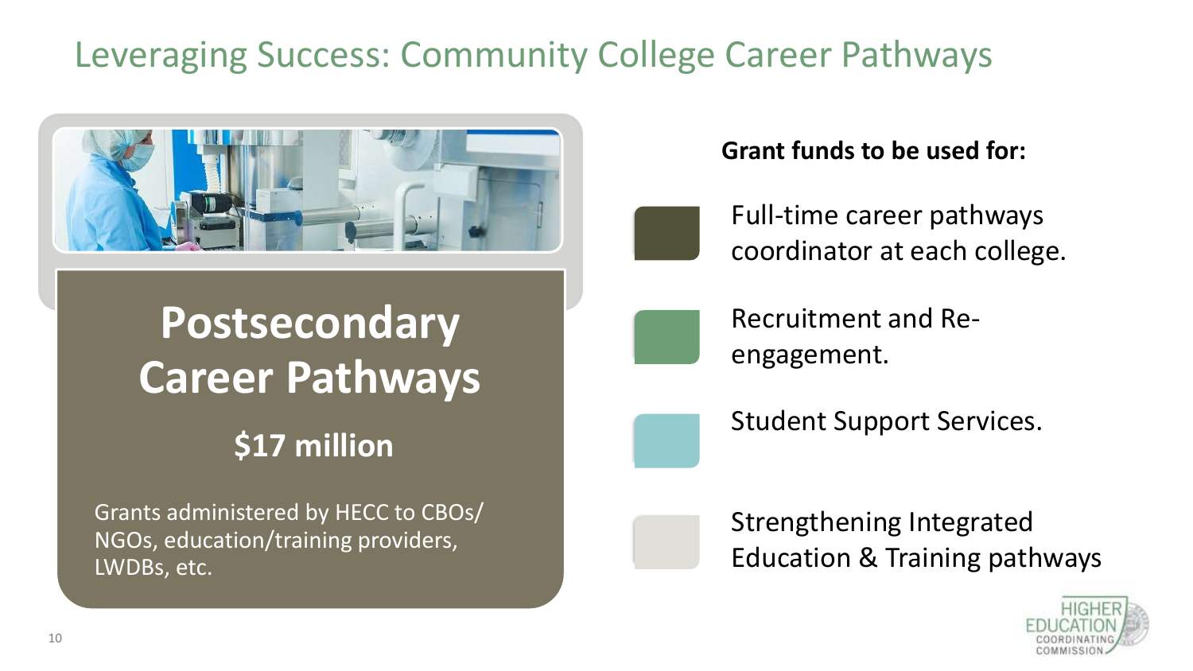# Leveraging Success: Community College Career Pathways

## Postsecondary Career Pathways

### $17 million

Grants administered by HECC to CBOs/NGOs, education/training providers, LWDBs, etc.

**Grant funds to be used for:**

- Full-time career pathways coordinator at each college.
- Recruitment and Re-engagement.
- Student Support Services.
- Strengthening Integrated Education & Training pathways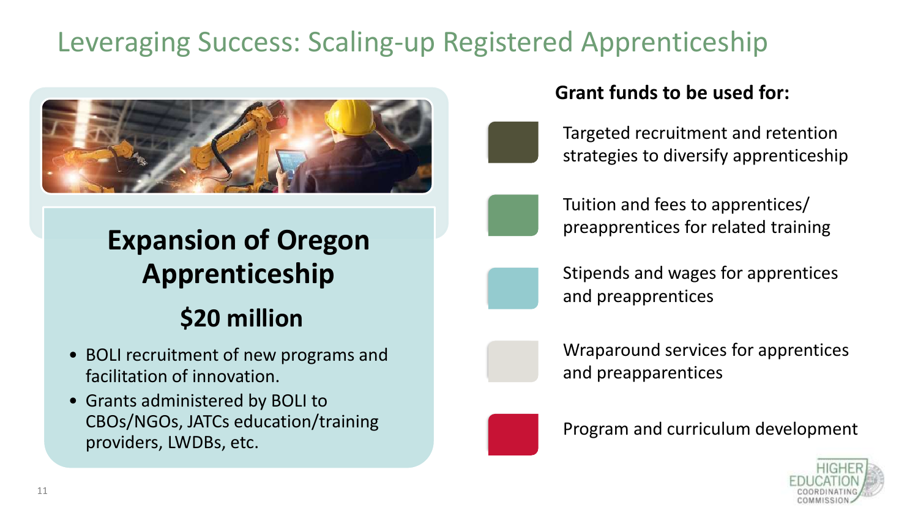# Leveraging Success: Scaling-up Registered Apprenticeship

## Expansion of Oregon Apprenticeship

### $20 million

- BOLI recruitment of new programs and facilitation of innovation.
- Grants administered by BOLI to CBOs/NGOs, JATCs education/training providers, LWDBs, etc.

**Grant funds to be used for:**

- Targeted recruitment and retention strategies to diversify apprenticeship
- Tuition and fees to apprentices/ preapprentices for related training
- Stipends and wages for apprentices and preapprentices
- Wraparound services for apprentices and preapparentices
- Program and curriculum development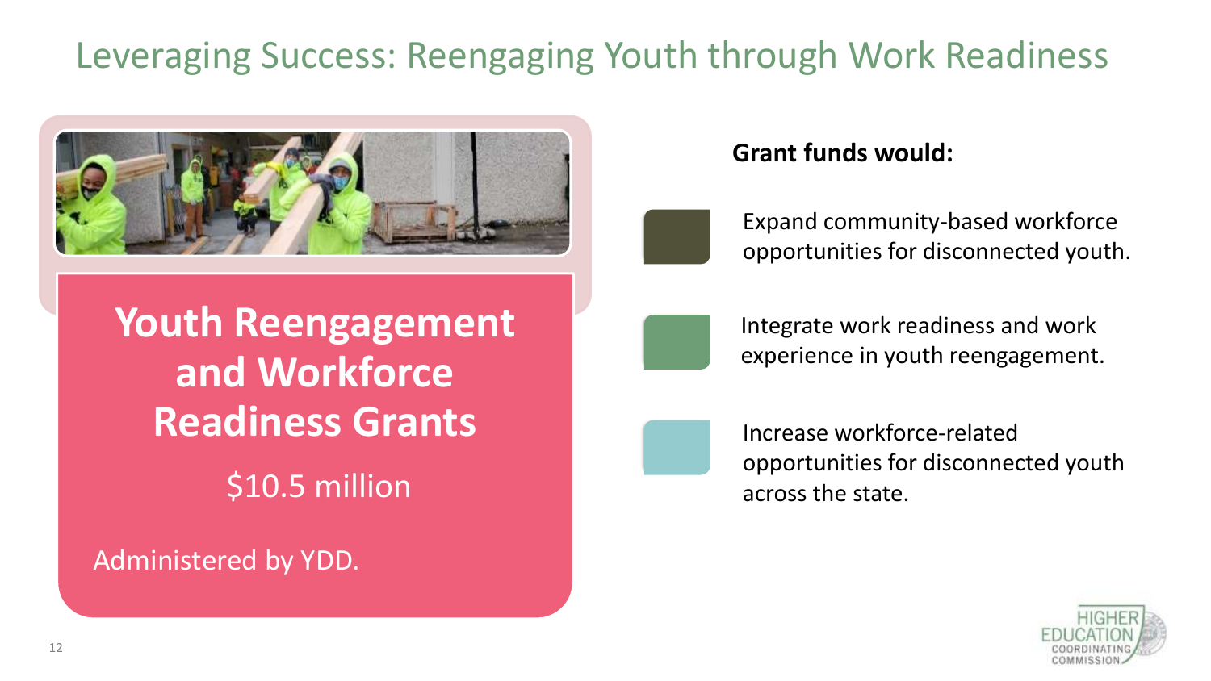# Leveraging Success: Reengaging Youth through Work Readiness

## Youth Reengagement and Workforce Readiness Grants

$10.5 million

Administered by YDD.

**Grant funds would:**

- Expand community-based workforce opportunities for disconnected youth.
- Integrate work readiness and work experience in youth reengagement.
- Increase workforce-related opportunities for disconnected youth across the state.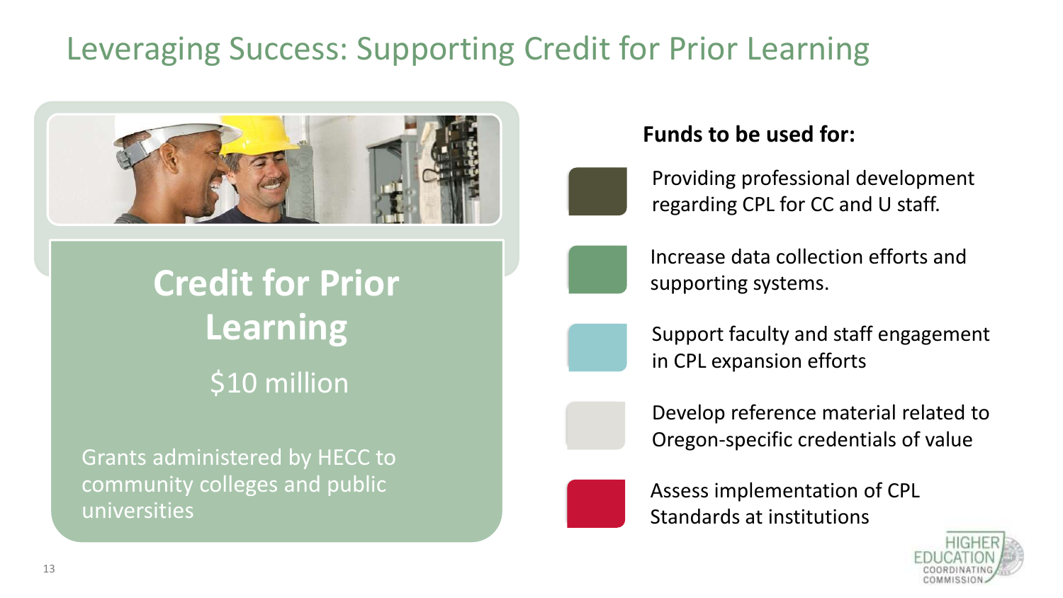# Leveraging Success: Supporting Credit for Prior Learning

## Credit for Prior Learning

$10 million

Grants administered by HECC to community colleges and public universities

**Funds to be used for:**

- Providing professional development regarding CPL for CC and U staff.
- Increase data collection efforts and supporting systems.
- Support faculty and staff engagement in CPL expansion efforts
- Develop reference material related to Oregon-specific credentials of value
- Assess implementation of CPL Standards at institutions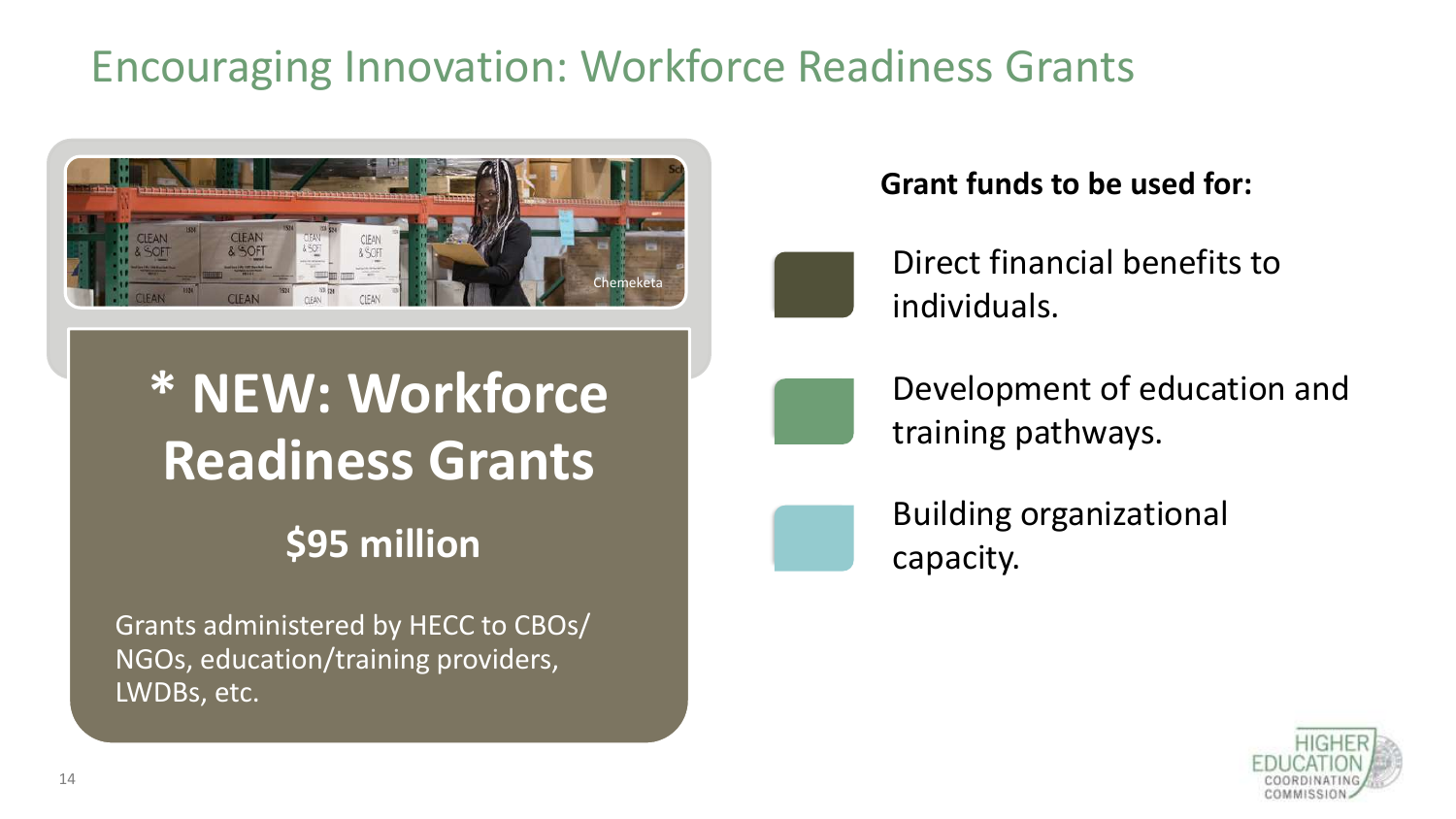# Encouraging Innovation: Workforce Readiness Grants

Chemeketa

## * NEW: Workforce Readiness Grants

**$95 million**

Grants administered by HECC to CBOs/ NGOs, education/training providers, LWDBs, etc.

**Grant funds to be used for:**

- Direct financial benefits to individuals.
- Development of education and training pathways.
- Building organizational capacity.

HIGHER EDUCATION COORDINATING COMMISSION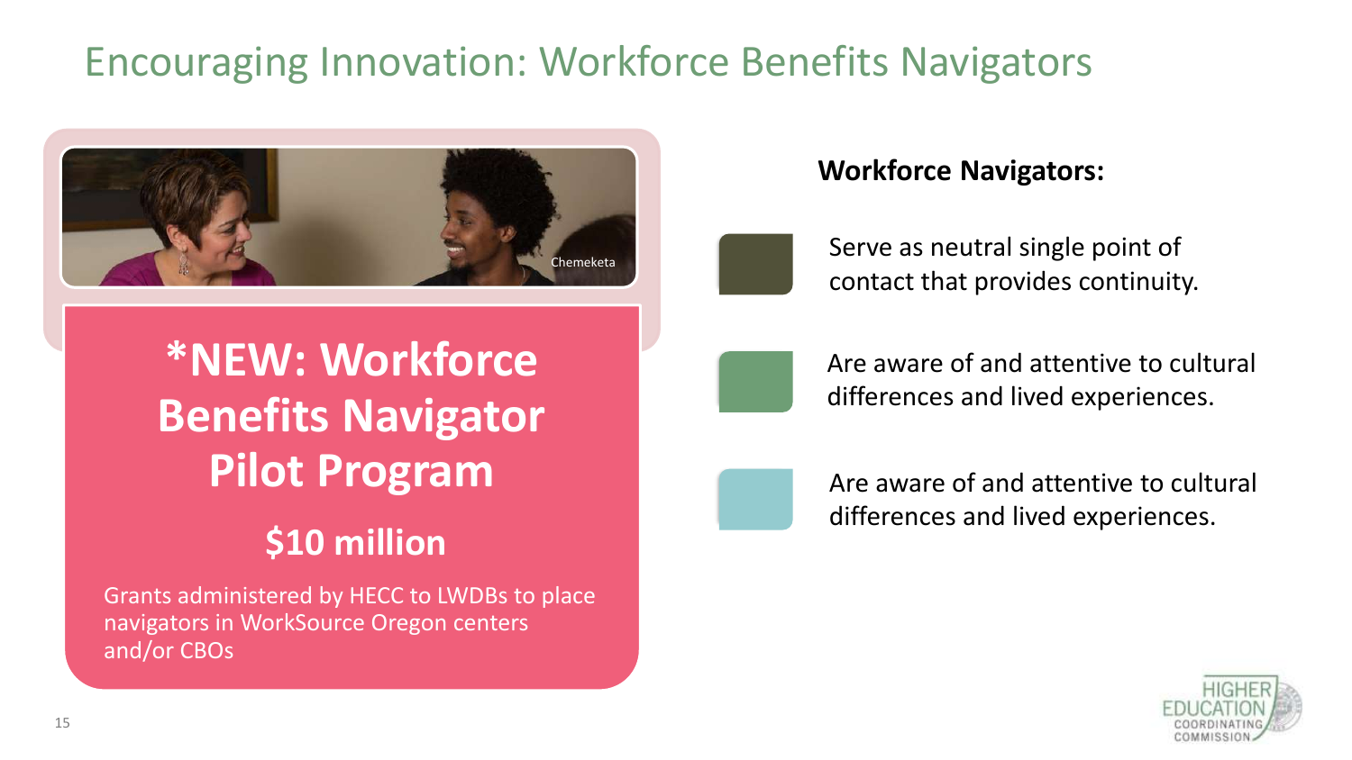# Encouraging Innovation: Workforce Benefits Navigators

Chemeketa

## *NEW: Workforce Benefits Navigator Pilot Program

### $10 million

Grants administered by HECC to LWDBs to place navigators in WorkSource Oregon centers and/or CBOs

**Workforce Navigators:**

- Serve as neutral single point of contact that provides continuity.
- Are aware of and attentive to cultural differences and lived experiences.
- Are aware of and attentive to cultural differences and lived experiences.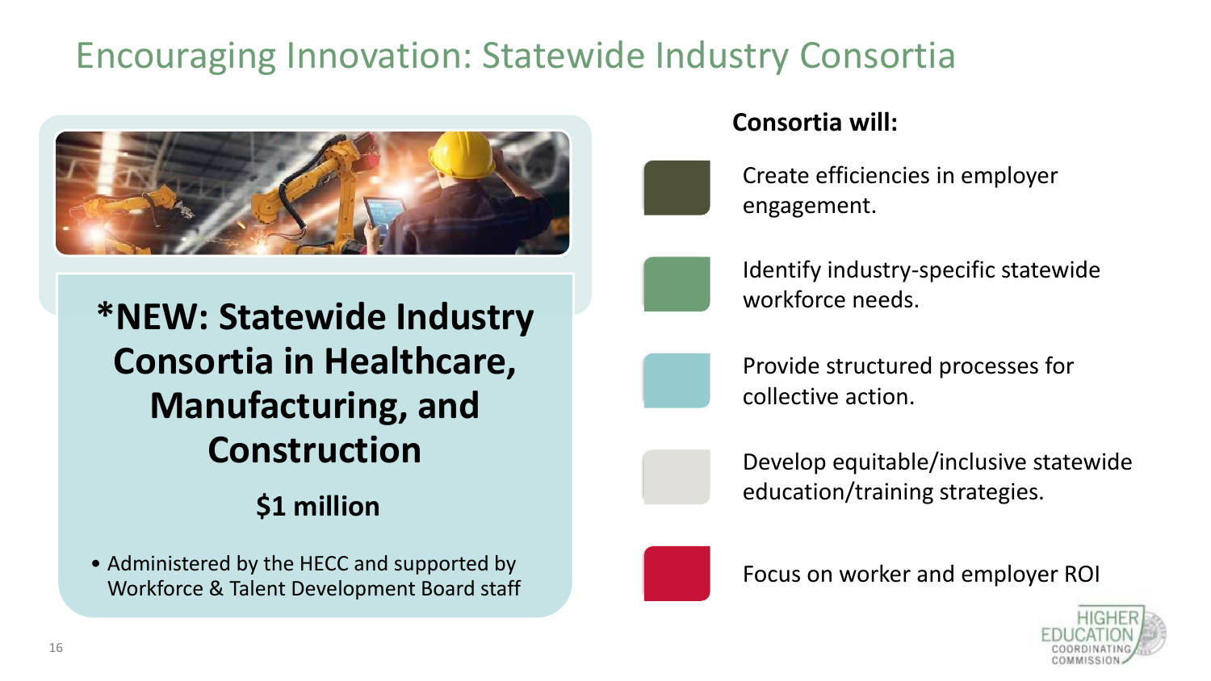# Encouraging Innovation: Statewide Industry Consortia

**\*NEW: Statewide Industry Consortia in Healthcare, Manufacturing, and Construction**

**$1 million**

- Administered by the HECC and supported by Workforce & Talent Development Board staff

**Consortia will:**

- Create efficiencies in employer engagement.
- Identify industry-specific statewide workforce needs.
- Provide structured processes for collective action.
- Develop equitable/inclusive statewide education/training strategies.
- Focus on worker and employer ROI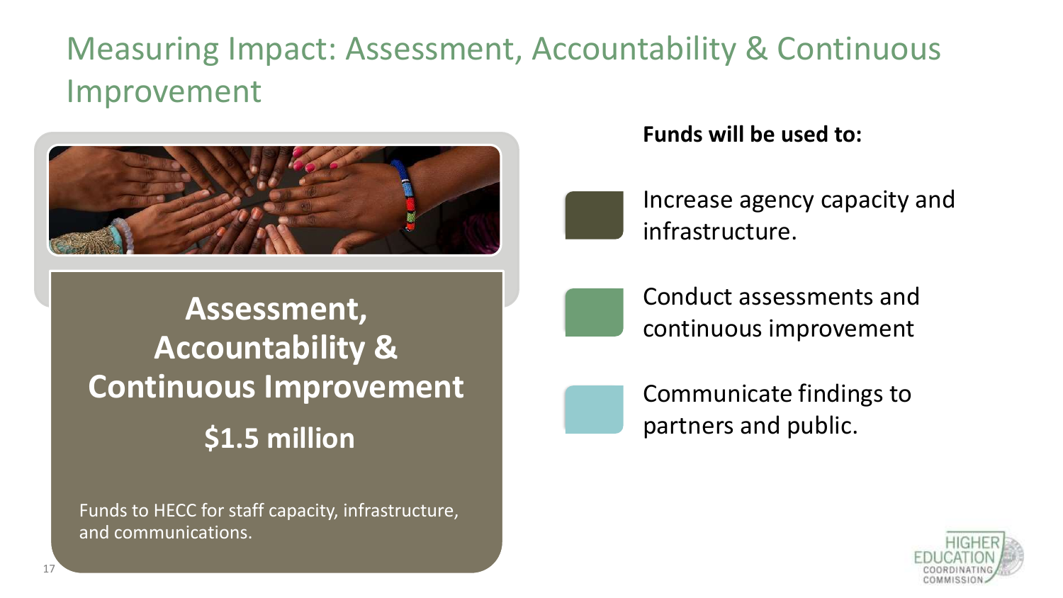# Measuring Impact: Assessment, Accountability & Continuous Improvement

**Assessment, Accountability & Continuous Improvement**

**$1.5 million**

Funds to HECC for staff capacity, infrastructure, and communications.

**Funds will be used to:**

- Increase agency capacity and infrastructure.
- Conduct assessments and continuous improvement
- Communicate findings to partners and public.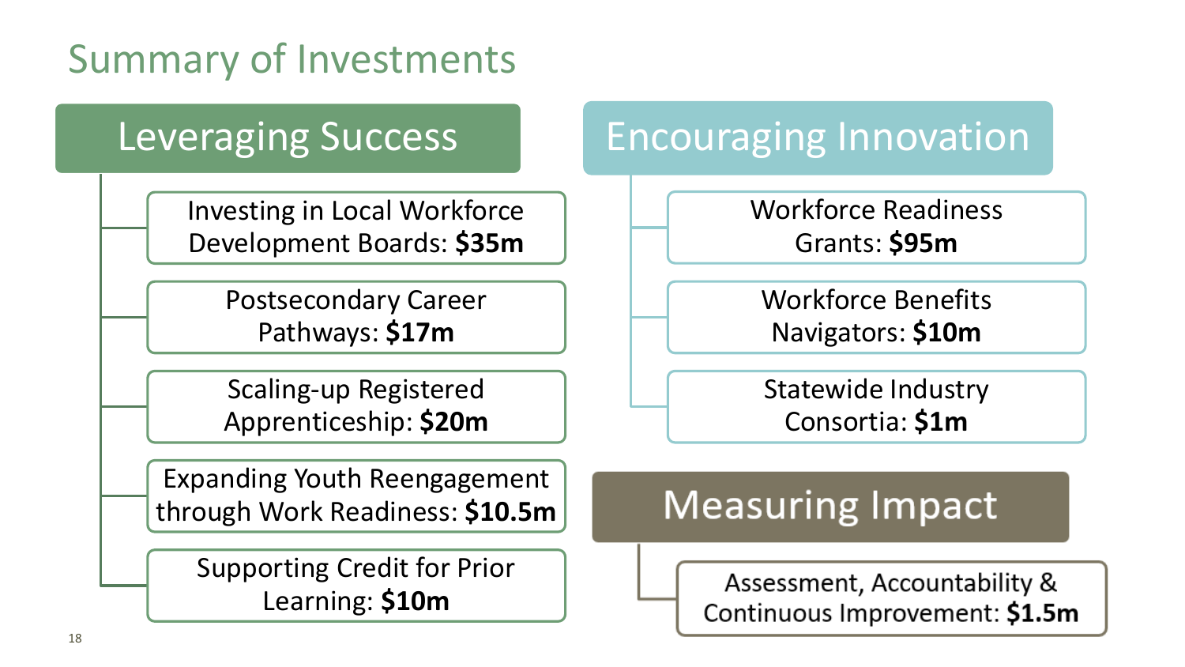# Summary of Investments

## Leveraging Success

- Investing in Local Workforce Development Boards: **$35m**
- Postsecondary Career Pathways: **$17m**
- Scaling-up Registered Apprenticeship: **$20m**
- Expanding Youth Reengagement through Work Readiness: **$10.5m**
- Supporting Credit for Prior Learning: **$10m**

## Encouraging Innovation

- Workforce Readiness Grants: **$95m**
- Workforce Benefits Navigators: **$10m**
- Statewide Industry Consortia: **$1m**

## Measuring Impact

- Assessment, Accountability & Continuous Improvement: **$1.5m**